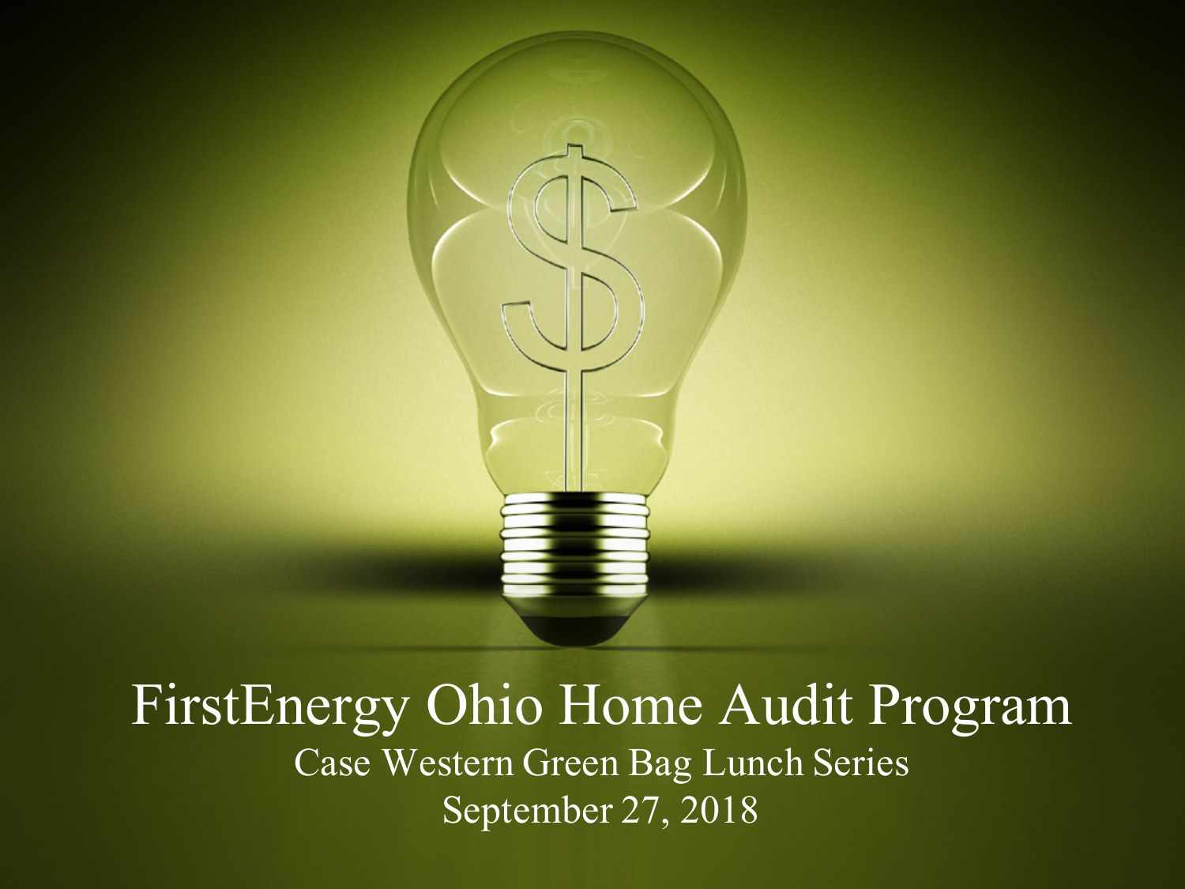# FirstEnergy Ohio Home Audit Program

Case Western Green Bag Lunch Series

September 27, 2018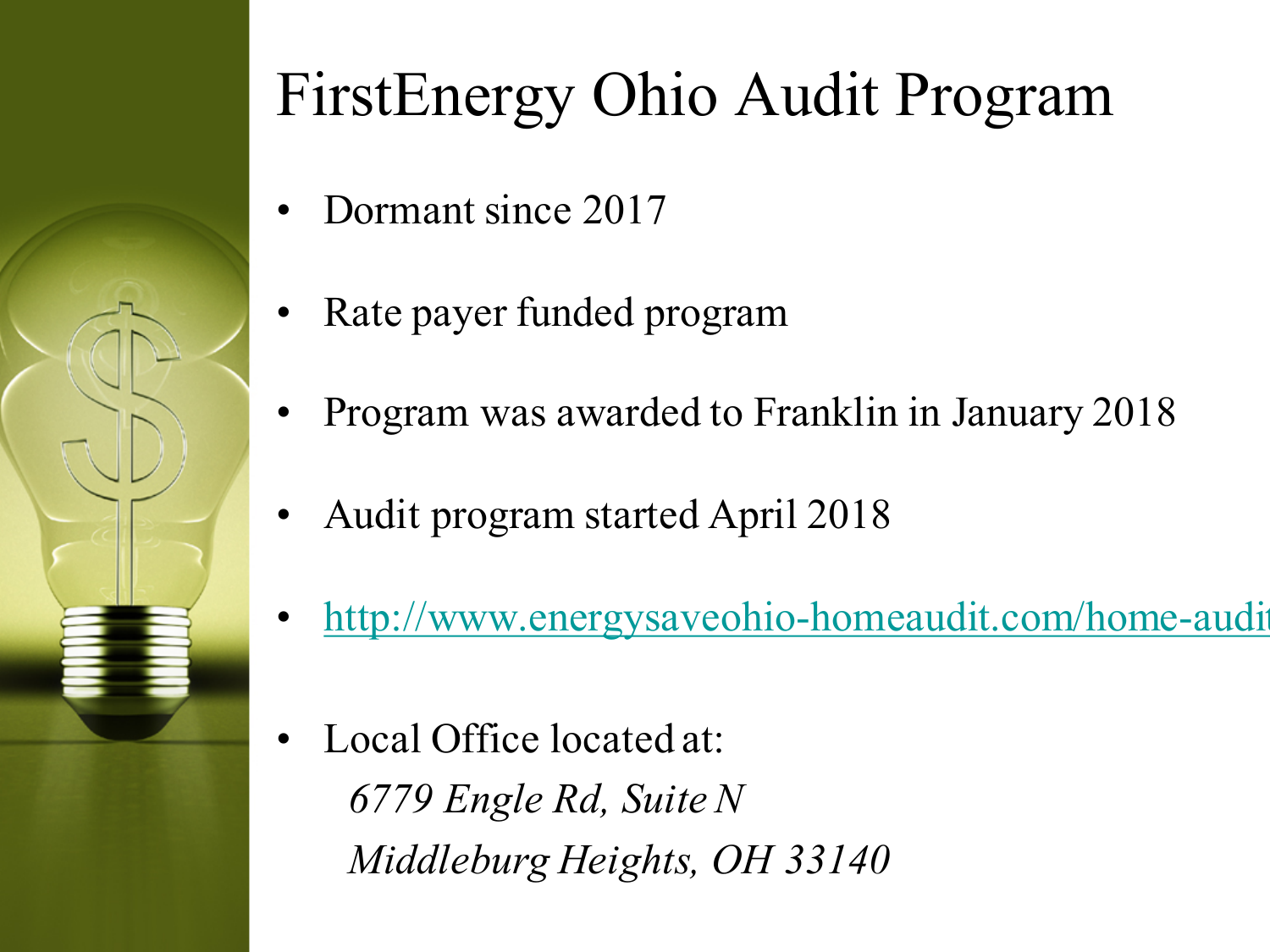# FirstEnergy Ohio Audit Program

- Dormant since 2017
- Rate payer funded program
- Program was awarded to Franklin in January 2018
- Audit program started April 2018
- http://www.energysaveohio-homeaudit.com/home-audit
- Local Office located at:
  *6779 Engle Rd, Suite N*
  *Middleburg Heights, OH 33140*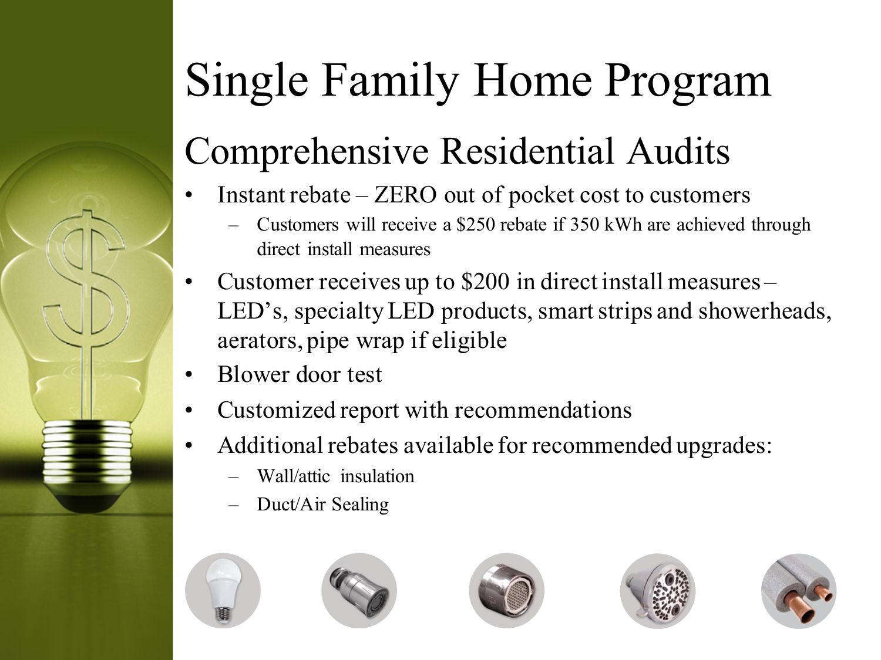# Single Family Home Program

## Comprehensive Residential Audits

- Instant rebate – ZERO out of pocket cost to customers
  - Customers will receive a $250 rebate if 350 kWh are achieved through direct install measures
- Customer receives up to $200 in direct install measures – LED's, specialty LED products, smart strips and showerheads, aerators, pipe wrap if eligible
- Blower door test
- Customized report with recommendations
- Additional rebates available for recommended upgrades:
  - Wall/attic insulation
  - Duct/Air Sealing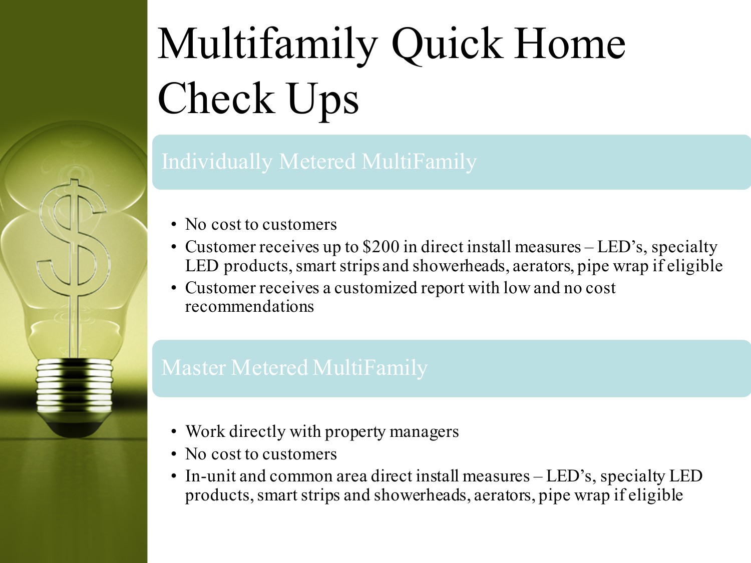# Multifamily Quick Home Check Ups

## Individually Metered MultiFamily

- No cost to customers
- Customer receives up to $200 in direct install measures – LED's, specialty LED products, smart strips and showerheads, aerators, pipe wrap if eligible
- Customer receives a customized report with low and no cost recommendations

## Master Metered MultiFamily

- Work directly with property managers
- No cost to customers
- In-unit and common area direct install measures – LED's, specialty LED products, smart strips and showerheads, aerators, pipe wrap if eligible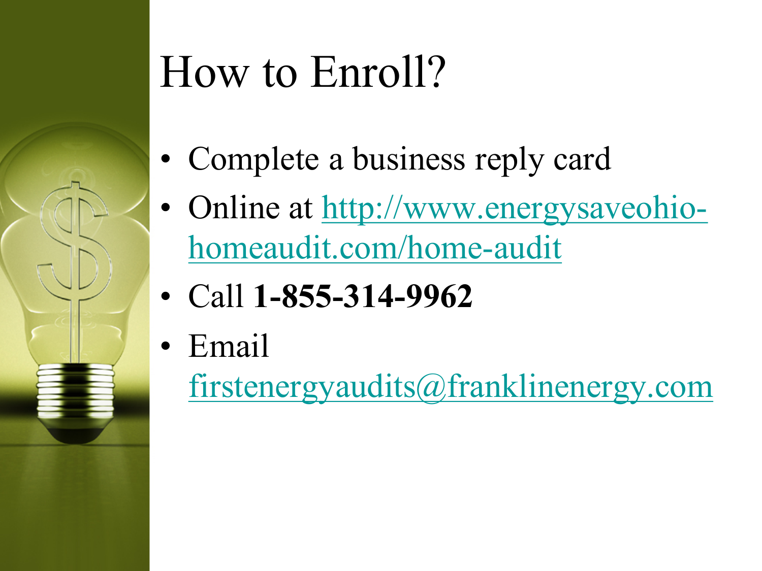# How to Enroll?

- Complete a business reply card
- Online at http://www.energysaveohio-homeaudit.com/home-audit
- Call **1-855-314-9962**
- Email firstenergyaudits@franklinenergy.com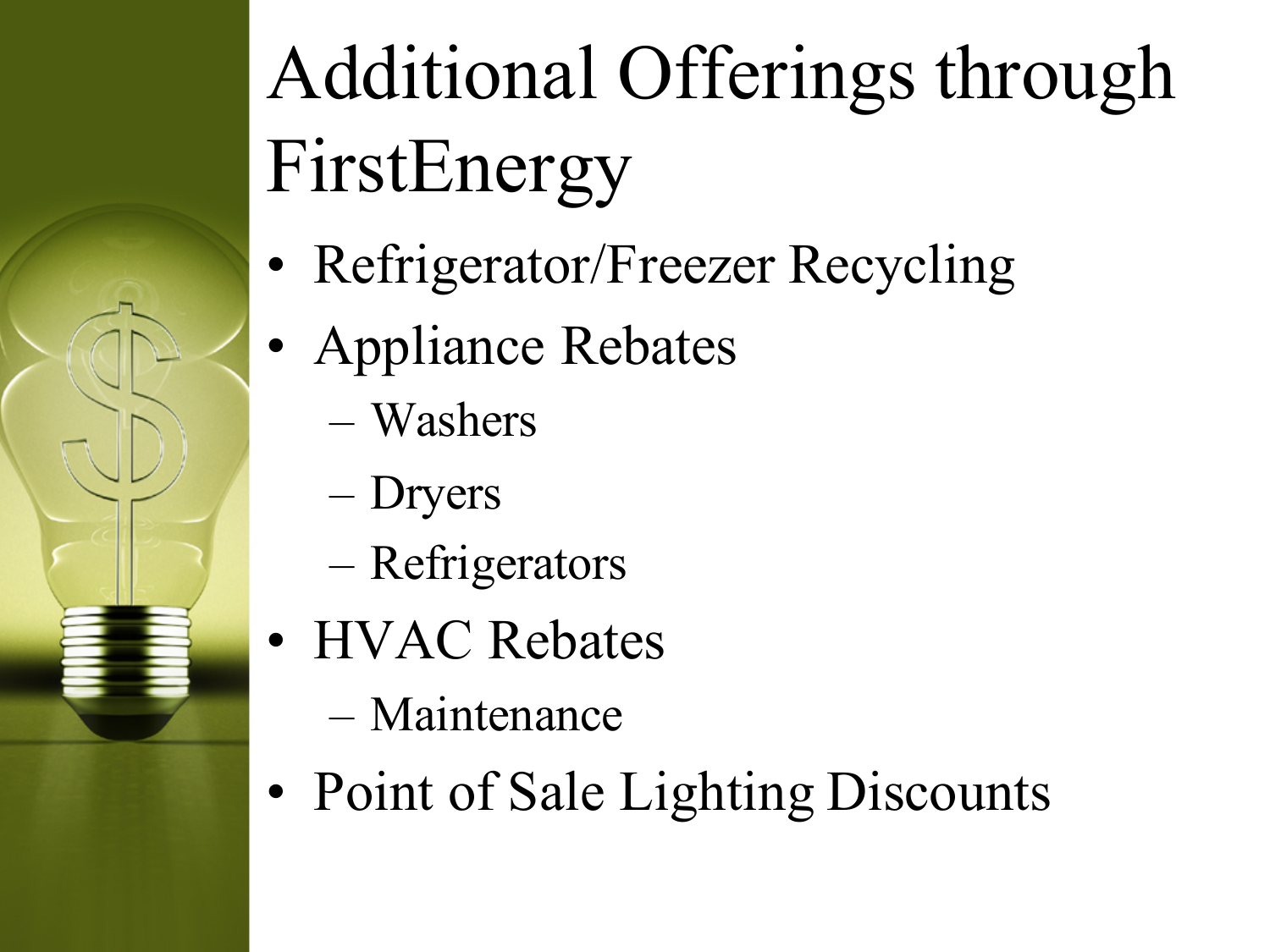# Additional Offerings through FirstEnergy

- Refrigerator/Freezer Recycling
- Appliance Rebates
  - Washers
  - Dryers
  - Refrigerators
- HVAC Rebates
  - Maintenance
- Point of Sale Lighting Discounts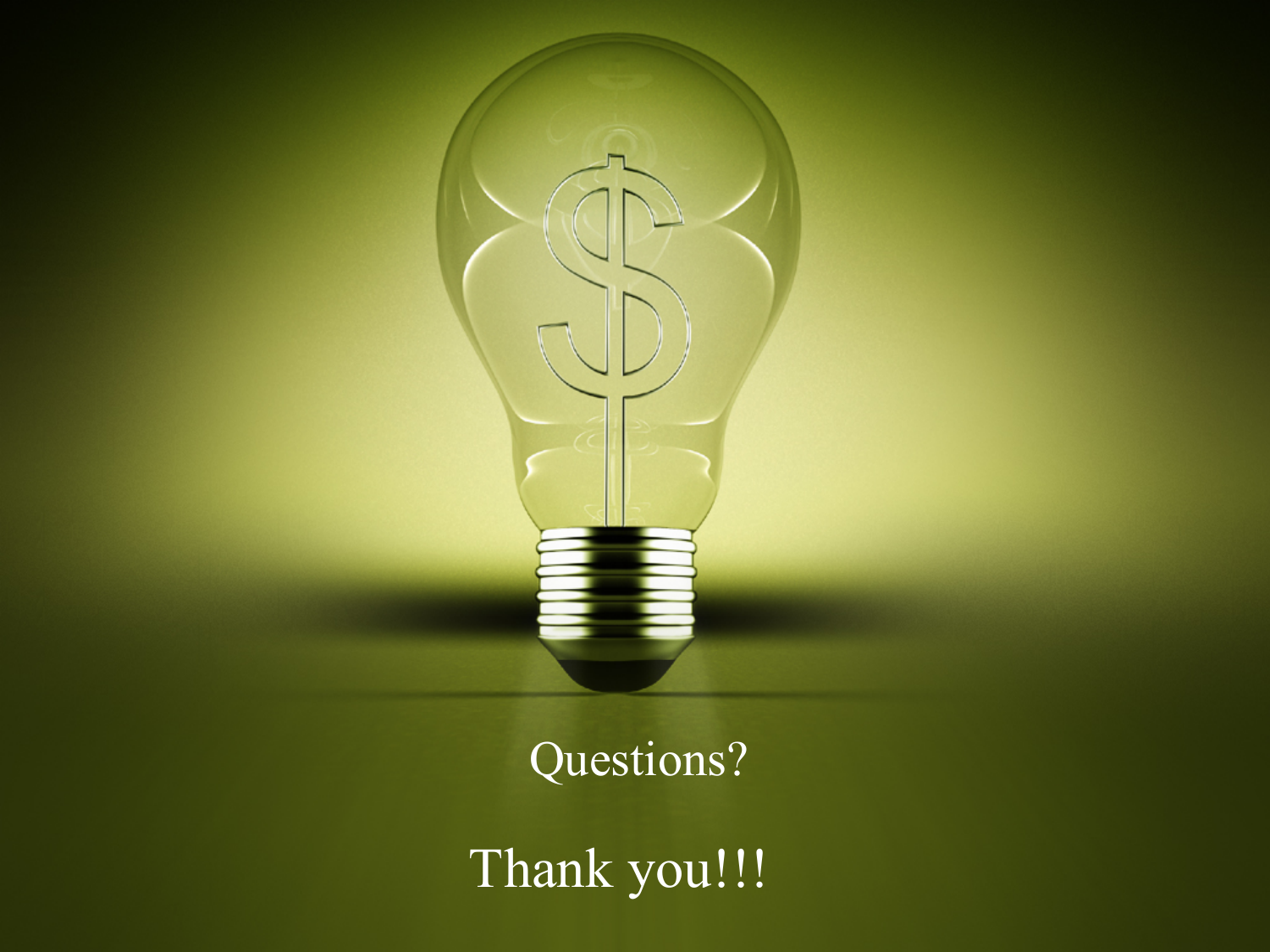Questions?

Thank you!!!